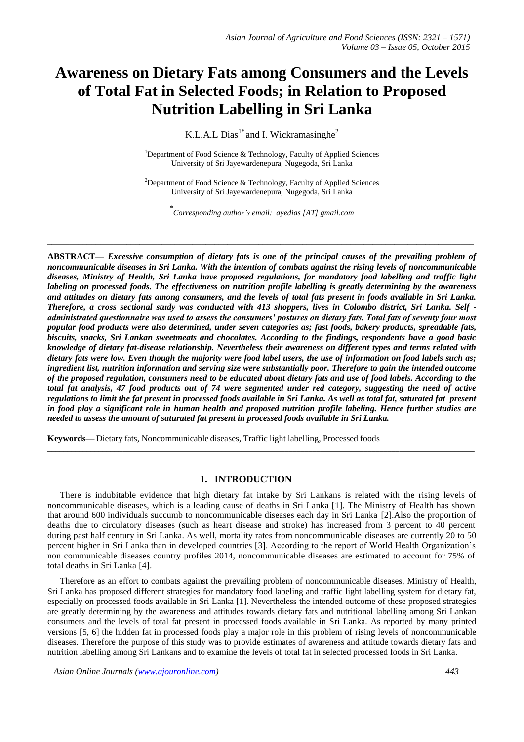# Awareness on Dietary Fats among Consumers and the Levels of Total Fat in Selected Foods; in Relation to Proposed Nutrition Labelling in Sri Lanka

K.L.A.L Dias[1*] and I. Wickramasinghe[2]

[1]Department of Food Science & Technology, Faculty of Applied Sciences
University of Sri Jayewardenepura, Nugegoda, Sri Lanka

[2]Department of Food Science & Technology, Faculty of Applied Sciences
University of Sri Jayewardenepura, Nugegoda, Sri Lanka

[*]*Corresponding author's email: ayedias [AT] gmail.com*

---

**ABSTRACT—** ***Excessive consumption of dietary fats is one of the principal causes of the prevailing problem of noncommunicable diseases in Sri Lanka. With the intention of combats against the rising levels of noncommunicable diseases, Ministry of Health, Sri Lanka have proposed regulations, for mandatory food labelling and traffic light labeling on processed foods. The effectiveness on nutrition profile labelling is greatly determining by the awareness and attitudes on dietary fats among consumers, and the levels of total fats present in foods available in Sri Lanka. Therefore, a cross sectional study was conducted with 413 shoppers, lives in Colombo district, Sri Lanka. Self - administrated questionnaire was used to assess the consumers' postures on dietary fats. Total fats of seventy four most popular food products were also determined, under seven categories as; fast foods, bakery products, spreadable fats, biscuits, snacks, Sri Lankan sweetmeats and chocolates. According to the findings, respondents have a good basic knowledge of dietary fat-disease relationship. Nevertheless their awareness on different types and terms related with dietary fats were low. Even though the majority were food label users, the use of information on food labels such as; ingredient list, nutrition information and serving size were substantially poor. Therefore to gain the intended outcome of the proposed regulation, consumers need to be educated about dietary fats and use of food labels. According to the total fat analysis, 47 food products out of 74 were segmented under red category, suggesting the need of active regulations to limit the fat present in processed foods available in Sri Lanka. As well as total fat, saturated fat present in food play a significant role in human health and proposed nutrition profile labeling. Hence further studies are needed to assess the amount of saturated fat present in processed foods available in Sri Lanka.***

**Keywords—** Dietary fats, Noncommunicable diseases, Traffic light labelling, Processed foods

---

## 1. INTRODUCTION

There is indubitable evidence that high dietary fat intake by Sri Lankans is related with the rising levels of noncommunicable diseases, which is a leading cause of deaths in Sri Lanka [1]. The Ministry of Health has shown that around 600 individuals succumb to noncommunicable diseases each day in Sri Lanka [2].Also the proportion of deaths due to circulatory diseases (such as heart disease and stroke) has increased from 3 percent to 40 percent during past half century in Sri Lanka. As well, mortality rates from noncommunicable diseases are currently 20 to 50 percent higher in Sri Lanka than in developed countries [3]. According to the report of World Health Organization's non communicable diseases country profiles 2014, noncommunicable diseases are estimated to account for 75% of total deaths in Sri Lanka [4].

Therefore as an effort to combats against the prevailing problem of noncommunicable diseases, Ministry of Health, Sri Lanka has proposed different strategies for mandatory food labeling and traffic light labelling system for dietary fat, especially on processed foods available in Sri Lanka [1]. Nevertheless the intended outcome of these proposed strategies are greatly determining by the awareness and attitudes towards dietary fats and nutritional labelling among Sri Lankan consumers and the levels of total fat present in processed foods available in Sri Lanka. As reported by many printed versions [5, 6] the hidden fat in processed foods play a major role in this problem of rising levels of noncommunicable diseases. Therefore the purpose of this study was to provide estimates of awareness and attitude towards dietary fats and nutrition labelling among Sri Lankans and to examine the levels of total fat in selected processed foods in Sri Lanka.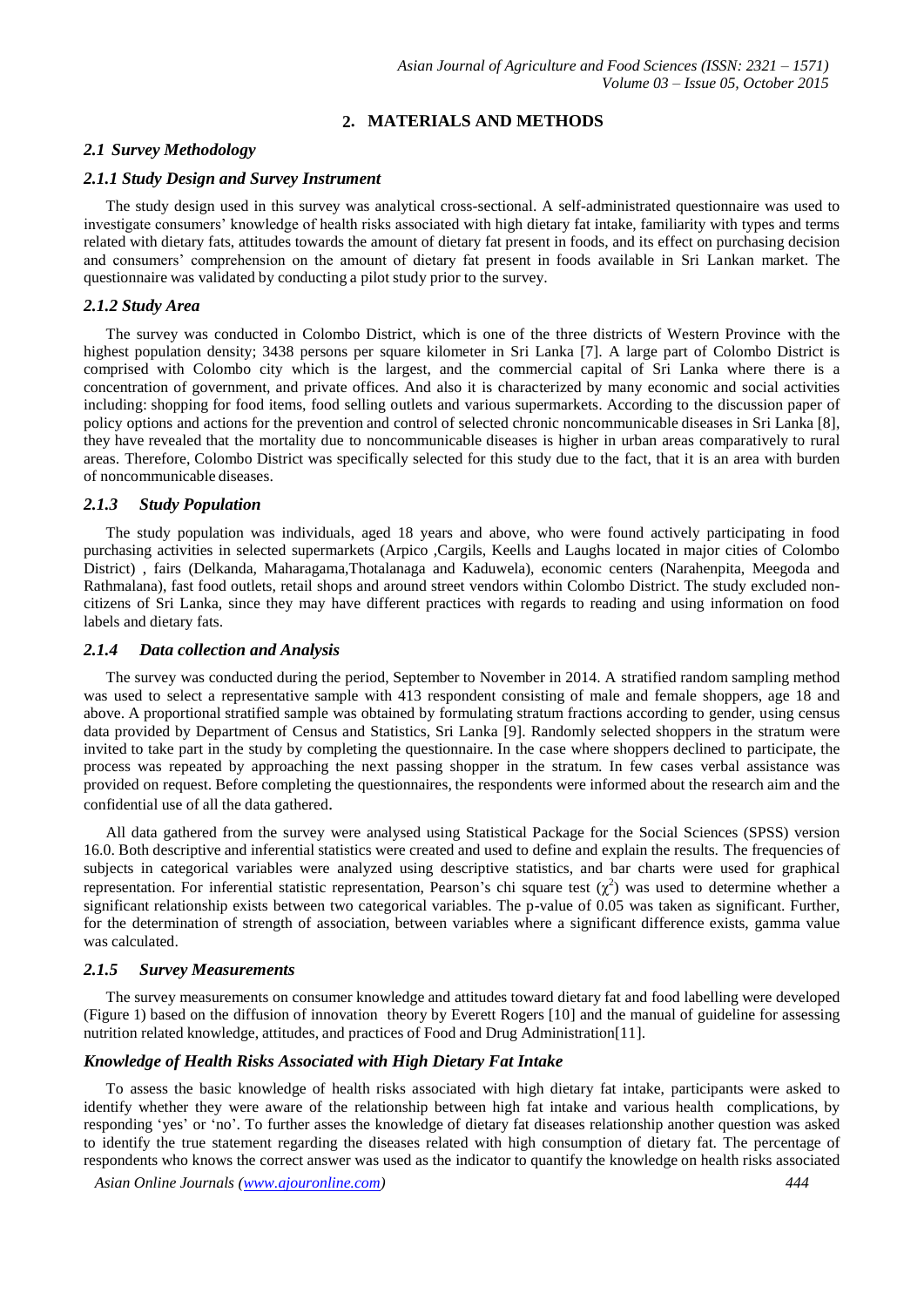## 2. MATERIALS AND METHODS

### *2.1 Survey Methodology*

#### *2.1.1 Study Design and Survey Instrument*

The study design used in this survey was analytical cross-sectional. A self-administrated questionnaire was used to investigate consumers' knowledge of health risks associated with high dietary fat intake, familiarity with types and terms related with dietary fats, attitudes towards the amount of dietary fat present in foods, and its effect on purchasing decision and consumers' comprehension on the amount of dietary fat present in foods available in Sri Lankan market. The questionnaire was validated by conducting a pilot study prior to the survey.

#### *2.1.2 Study Area*

The survey was conducted in Colombo District, which is one of the three districts of Western Province with the highest population density; 3438 persons per square kilometer in Sri Lanka [7]. A large part of Colombo District is comprised with Colombo city which is the largest, and the commercial capital of Sri Lanka where there is a concentration of government, and private offices. And also it is characterized by many economic and social activities including: shopping for food items, food selling outlets and various supermarkets. According to the discussion paper of policy options and actions for the prevention and control of selected chronic noncommunicable diseases in Sri Lanka [8], they have revealed that the mortality due to noncommunicable diseases is higher in urban areas comparatively to rural areas. Therefore, Colombo District was specifically selected for this study due to the fact, that it is an area with burden of noncommunicable diseases.

#### *2.1.3 Study Population*

The study population was individuals, aged 18 years and above, who were found actively participating in food purchasing activities in selected supermarkets (Arpico ,Cargils, Keells and Laughs located in major cities of Colombo District) , fairs (Delkanda, Maharagama,Thotalanaga and Kaduwela), economic centers (Narahenpita, Meegoda and Rathmalana), fast food outlets, retail shops and around street vendors within Colombo District. The study excluded non-citizens of Sri Lanka, since they may have different practices with regards to reading and using information on food labels and dietary fats.

#### *2.1.4 Data collection and Analysis*

The survey was conducted during the period, September to November in 2014. A stratified random sampling method was used to select a representative sample with 413 respondent consisting of male and female shoppers, age 18 and above. A proportional stratified sample was obtained by formulating stratum fractions according to gender, using census data provided by Department of Census and Statistics, Sri Lanka [9]. Randomly selected shoppers in the stratum were invited to take part in the study by completing the questionnaire. In the case where shoppers declined to participate, the process was repeated by approaching the next passing shopper in the stratum. In few cases verbal assistance was provided on request. Before completing the questionnaires, the respondents were informed about the research aim and the confidential use of all the data gathered.

All data gathered from the survey were analysed using Statistical Package for the Social Sciences (SPSS) version 16.0. Both descriptive and inferential statistics were created and used to define and explain the results. The frequencies of subjects in categorical variables were analyzed using descriptive statistics, and bar charts were used for graphical representation. For inferential statistic representation, Pearson's chi square test ($\chi^2$) was used to determine whether a significant relationship exists between two categorical variables. The p-value of 0.05 was taken as significant. Further, for the determination of strength of association, between variables where a significant difference exists, gamma value was calculated.

#### *2.1.5 Survey Measurements*

The survey measurements on consumer knowledge and attitudes toward dietary fat and food labelling were developed (Figure 1) based on the diffusion of innovation theory by Everett Rogers [10] and the manual of guideline for assessing nutrition related knowledge, attitudes, and practices of Food and Drug Administration[11].

#### *Knowledge of Health Risks Associated with High Dietary Fat Intake*

To assess the basic knowledge of health risks associated with high dietary fat intake, participants were asked to identify whether they were aware of the relationship between high fat intake and various health complications, by responding 'yes' or 'no'. To further asses the knowledge of dietary fat diseases relationship another question was asked to identify the true statement regarding the diseases related with high consumption of dietary fat. The percentage of respondents who knows the correct answer was used as the indicator to quantify the knowledge on health risks associated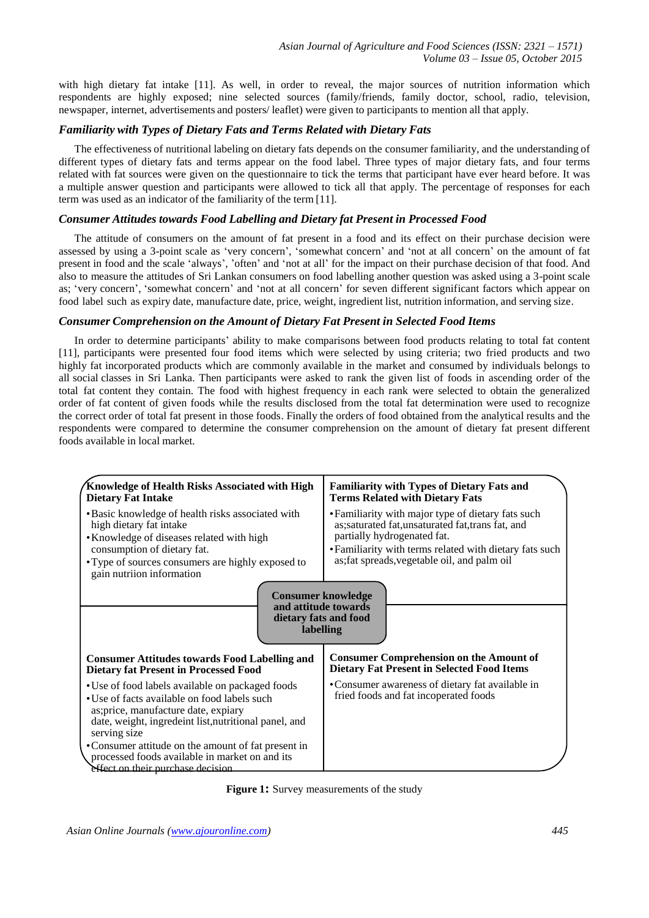with high dietary fat intake [11]. As well, in order to reveal, the major sources of nutrition information which respondents are highly exposed; nine selected sources (family/friends, family doctor, school, radio, television, newspaper, internet, advertisements and posters/ leaflet) were given to participants to mention all that apply.

### *Familiarity with Types of Dietary Fats and Terms Related with Dietary Fats*

The effectiveness of nutritional labeling on dietary fats depends on the consumer familiarity, and the understanding of different types of dietary fats and terms appear on the food label. Three types of major dietary fats, and four terms related with fat sources were given on the questionnaire to tick the terms that participant have ever heard before. It was a multiple answer question and participants were allowed to tick all that apply. The percentage of responses for each term was used as an indicator of the familiarity of the term [11].

### *Consumer Attitudes towards Food Labelling and Dietary fat Present in Processed Food*

The attitude of consumers on the amount of fat present in a food and its effect on their purchase decision were assessed by using a 3-point scale as 'very concern', 'somewhat concern' and 'not at all concern' on the amount of fat present in food and the scale 'always', 'often' and 'not at all' for the impact on their purchase decision of that food. And also to measure the attitudes of Sri Lankan consumers on food labelling another question was asked using a 3-point scale as; 'very concern', 'somewhat concern' and 'not at all concern' for seven different significant factors which appear on food label such as expiry date, manufacture date, price, weight, ingredient list, nutrition information, and serving size.

### *Consumer Comprehension on the Amount of Dietary Fat Present in Selected Food Items*

In order to determine participants' ability to make comparisons between food products relating to total fat content [11], participants were presented four food items which were selected by using criteria; two fried products and two highly fat incorporated products which are commonly available in the market and consumed by individuals belongs to all social classes in Sri Lanka. Then participants were asked to rank the given list of foods in ascending order of the total fat content they contain. The food with highest frequency in each rank were selected to obtain the generalized order of fat content of given foods while the results disclosed from the total fat determination were used to recognize the correct order of total fat present in those foods. Finally the orders of food obtained from the analytical results and the respondents were compared to determine the consumer comprehension on the amount of dietary fat present different foods available in local market.

| **Knowledge of Health Risks Associated with High Dietary Fat Intake** | **Familiarity with Types of Dietary Fats and Terms Related with Dietary Fats** |
| --- | --- |
| • Basic knowledge of health risks associated with high dietary fat intake<br>• Knowledge of diseases related with high consumption of dietary fat.<br>• Type of sources consumers are highly exposed to gain nutriion information | • Familiarity with major type of dietary fats such as;saturated fat,unsaturated fat,trans fat, and partially hydrogenated fat.<br>• Familiarity with terms related with dietary fats such as;fat spreads,vegetable oil, and palm oil |
| **Consumer knowledge and attitude towards dietary fats and food labelling** | |
| **Consumer Attitudes towards Food Labelling and Dietary fat Present in Processed Food** | **Consumer Comprehension on the Amount of Dietary Fat Present in Selected Food Items** |
| • Use of food labels available on packaged foods<br>• Use of facts available on food labels such as;price, manufacture date, expiary date, weight, ingredeint list,nutritional panel, and serving size<br>• Consumer attitude on the amount of fat present in processed foods available in market on and its effect on their purchase decision | • Consumer awareness of dietary fat available in fried foods and fat incoperated foods |

**Figure 1:** Survey measurements of the study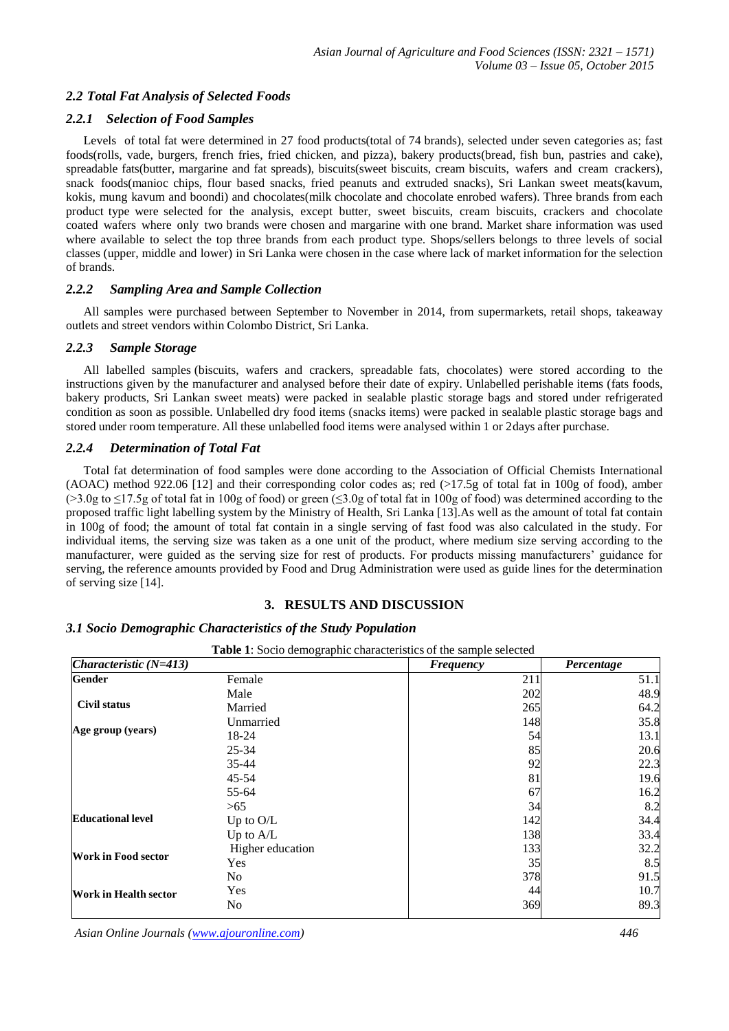## *2.2 Total Fat Analysis of Selected Foods*

### *2.2.1 Selection of Food Samples*

Levels of total fat were determined in 27 food products(total of 74 brands), selected under seven categories as; fast foods(rolls, vade, burgers, french fries, fried chicken, and pizza), bakery products(bread, fish bun, pastries and cake), spreadable fats(butter, margarine and fat spreads), biscuits(sweet biscuits, cream biscuits, wafers and cream crackers), snack foods(manioc chips, flour based snacks, fried peanuts and extruded snacks), Sri Lankan sweet meats(kavum, kokis, mung kavum and boondi) and chocolates(milk chocolate and chocolate enrobed wafers). Three brands from each product type were selected for the analysis, except butter, sweet biscuits, cream biscuits, crackers and chocolate coated wafers where only two brands were chosen and margarine with one brand. Market share information was used where available to select the top three brands from each product type. Shops/sellers belongs to three levels of social classes (upper, middle and lower) in Sri Lanka were chosen in the case where lack of market information for the selection of brands.

### *2.2.2 Sampling Area and Sample Collection*

All samples were purchased between September to November in 2014, from supermarkets, retail shops, takeaway outlets and street vendors within Colombo District, Sri Lanka.

### *2.2.3 Sample Storage*

All labelled samples (biscuits, wafers and crackers, spreadable fats, chocolates) were stored according to the instructions given by the manufacturer and analysed before their date of expiry. Unlabelled perishable items (fats foods, bakery products, Sri Lankan sweet meats) were packed in sealable plastic storage bags and stored under refrigerated condition as soon as possible. Unlabelled dry food items (snacks items) were packed in sealable plastic storage bags and stored under room temperature. All these unlabelled food items were analysed within 1 or 2days after purchase.

### *2.2.4 Determination of Total Fat*

Total fat determination of food samples were done according to the Association of Official Chemists International (AOAC) method 922.06 [12] and their corresponding color codes as; red (>17.5g of total fat in 100g of food), amber (>3.0g to ≤17.5g of total fat in 100g of food) or green (≤3.0g of total fat in 100g of food) was determined according to the proposed traffic light labelling system by the Ministry of Health, Sri Lanka [13].As well as the amount of total fat contain in 100g of food; the amount of total fat contain in a single serving of fast food was also calculated in the study. For individual items, the serving size was taken as a one unit of the product, where medium size serving according to the manufacturer, were guided as the serving size for rest of products. For products missing manufacturers' guidance for serving, the reference amounts provided by Food and Drug Administration were used as guide lines for the determination of serving size [14].

## 3. RESULTS AND DISCUSSION

## *3.1 Socio Demographic Characteristics of the Study Population*

**Table 1**: Socio demographic characteristics of the sample selected

| *Characteristic (N=413)* | | *Frequency* | *Percentage* |
|---|---|---|---|
| **Gender** | Female | 211 | 51.1 |
| | Male | 202 | 48.9 |
| **Civil status** | Married | 265 | 64.2 |
| | Unmarried | 148 | 35.8 |
| **Age group (years)** | 18-24 | 54 | 13.1 |
| | 25-34 | 85 | 20.6 |
| | 35-44 | 92 | 22.3 |
| | 45-54 | 81 | 19.6 |
| | 55-64 | 67 | 16.2 |
| | >65 | 34 | 8.2 |
| **Educational level** | Up to O/L | 142 | 34.4 |
| | Up to A/L | 138 | 33.4 |
| | Higher education | 133 | 32.2 |
| **Work in Food sector** | Yes | 35 | 8.5 |
| | No | 378 | 91.5 |
| **Work in Health sector** | Yes | 44 | 10.7 |
| | No | 369 | 89.3 |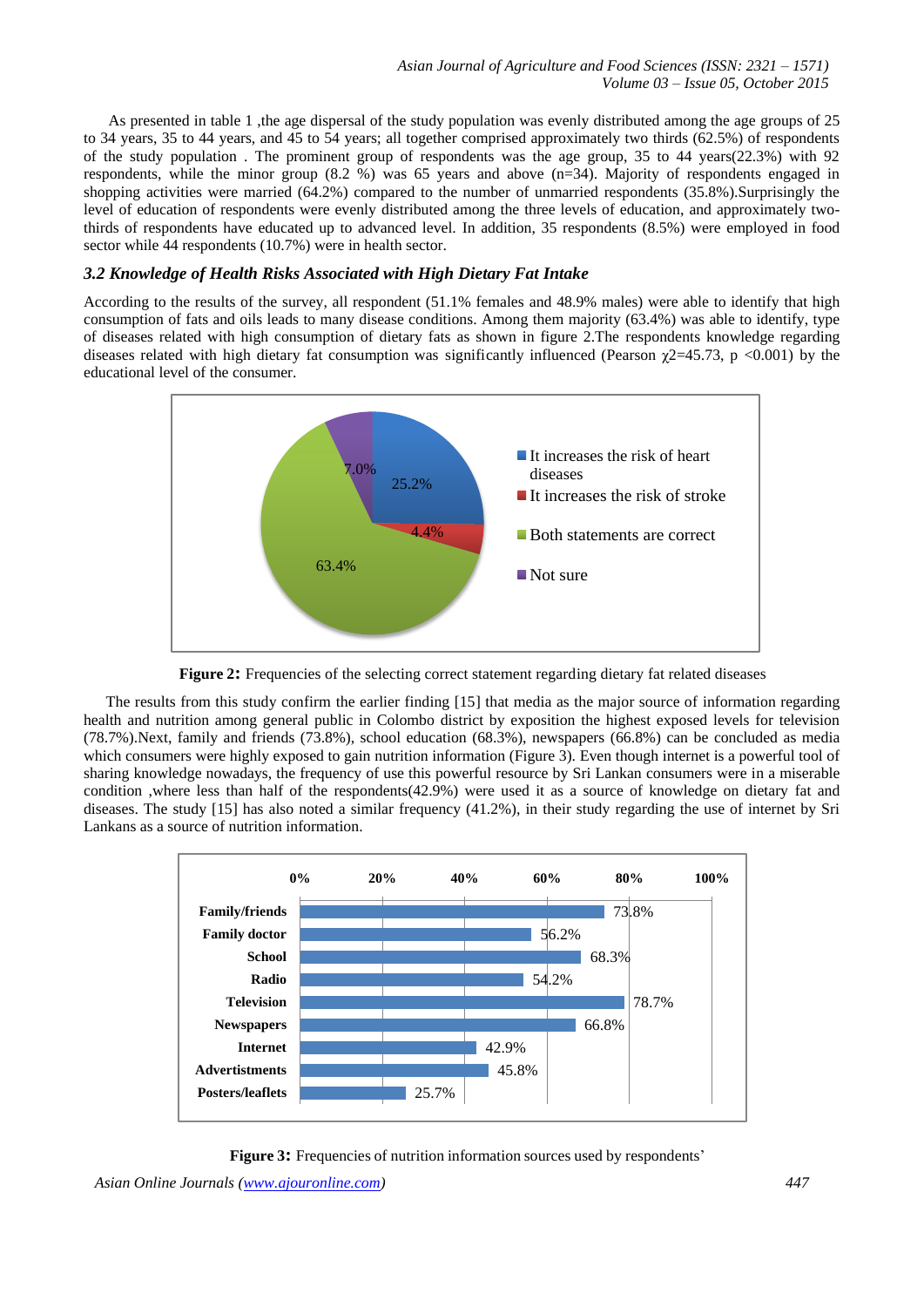As presented in table 1 ,the age dispersal of the study population was evenly distributed among the age groups of 25 to 34 years, 35 to 44 years, and 45 to 54 years; all together comprised approximately two thirds (62.5%) of respondents of the study population . The prominent group of respondents was the age group, 35 to 44 years(22.3%) with 92 respondents, while the minor group (8.2 %) was 65 years and above (n=34). Majority of respondents engaged in shopping activities were married (64.2%) compared to the number of unmarried respondents (35.8%).Surprisingly the level of education of respondents were evenly distributed among the three levels of education, and approximately two-thirds of respondents have educated up to advanced level. In addition, 35 respondents (8.5%) were employed in food sector while 44 respondents (10.7%) were in health sector.

### *3.2 Knowledge of Health Risks Associated with High Dietary Fat Intake*

According to the results of the survey, all respondent (51.1% females and 48.9% males) were able to identify that high consumption of fats and oils leads to many disease conditions. Among them majority (63.4%) was able to identify, type of diseases related with high consumption of dietary fats as shown in figure 2.The respondents knowledge regarding diseases related with high dietary fat consumption was significantly influenced (Pearson $\chi 2=45.73$, $p < 0.001$) by the educational level of the consumer.

**Figure 2:** Frequencies of the selecting correct statement regarding dietary fat related diseases

The results from this study confirm the earlier finding [15] that media as the major source of information regarding health and nutrition among general public in Colombo district by exposition the highest exposed levels for television (78.7%).Next, family and friends (73.8%), school education (68.3%), newspapers (66.8%) can be concluded as media which consumers were highly exposed to gain nutrition information (Figure 3). Even though internet is a powerful tool of sharing knowledge nowadays, the frequency of use this powerful resource by Sri Lankan consumers were in a miserable condition ,where less than half of the respondents(42.9%) were used it as a source of knowledge on dietary fat and diseases. The study [15] has also noted a similar frequency (41.2%), in their study regarding the use of internet by Sri Lankans as a source of nutrition information.

**Figure 3:** Frequencies of nutrition information sources used by respondents'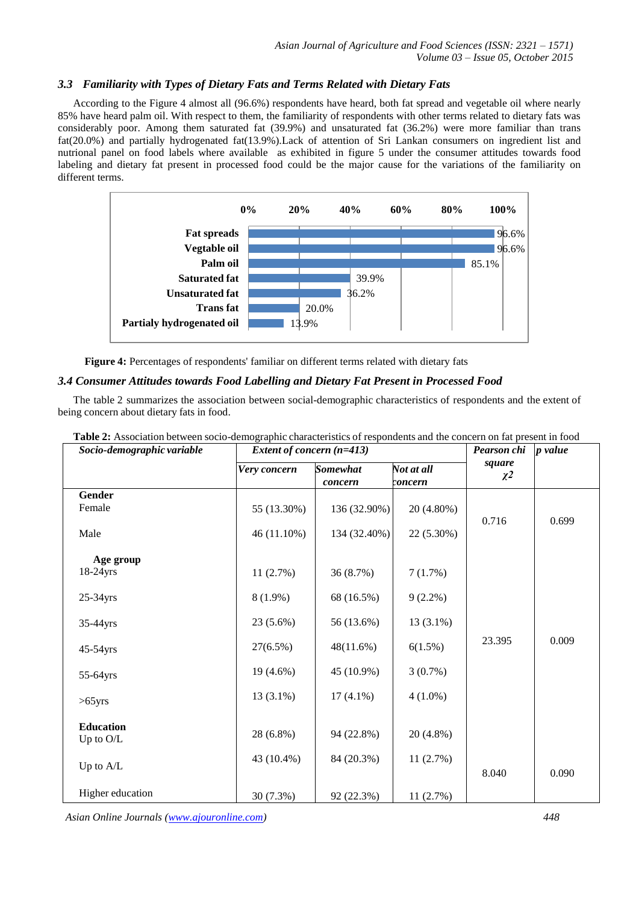### *3.3 Familiarity with Types of Dietary Fats and Terms Related with Dietary Fats*

According to the Figure 4 almost all (96.6%) respondents have heard, both fat spread and vegetable oil where nearly 85% have heard palm oil. With respect to them, the familiarity of respondents with other terms related to dietary fats was considerably poor. Among them saturated fat (39.9%) and unsaturated fat (36.2%) were more familiar than trans fat(20.0%) and partially hydrogenated fat(13.9%).Lack of attention of Sri Lankan consumers on ingredient list and nutrional panel on food labels where available as exhibited in figure 5 under the consumer attitudes towards food labeling and dietary fat present in processed food could be the major cause for the variations of the familiarity on different terms.

| | 0% – 100% |
|---|---|
| Fat spreads | 96.6% |
| Vegtable oil | 96.6% |
| Palm oil | 85.1% |
| Saturated fat | 39.9% |
| Unsaturated fat | 36.2% |
| Trans fat | 20.0% |
| Partialy hydrogenated oil | 13.9% |

**Figure 4:** Percentages of respondents' familiar on different terms related with dietary fats

### *3.4 Consumer Attitudes towards Food Labelling and Dietary Fat Present in Processed Food*

The table 2 summarizes the association between social-demographic characteristics of respondents and the extent of being concern about dietary fats in food.

**Table 2:** Association between socio-demographic characteristics of respondents and the concern on fat present in food

| *Socio-demographic variable* | *Extent of concern (n=413)* | | | *Pearson chi square* $\chi^2$ | *p value* |
|---|---|---|---|---|---|
| | *Very concern* | *Somewhat concern* | *Not at all concern* | | |
| **Gender** | | | | | |
| Female | 55 (13.30%) | 136 (32.90%) | 20 (4.80%) | 0.716 | 0.699 |
| Male | 46 (11.10%) | 134 (32.40%) | 22 (5.30%) | | |
| **Age group** | | | | | |
| 18-24yrs | 11 (2.7%) | 36 (8.7%) | 7 (1.7%) | 23.395 | 0.009 |
| 25-34yrs | 8 (1.9%) | 68 (16.5%) | 9 (2.2%) | | |
| 35-44yrs | 23 (5.6%) | 56 (13.6%) | 13 (3.1%) | | |
| 45-54yrs | 27(6.5%) | 48(11.6%) | 6(1.5%) | | |
| 55-64yrs | 19 (4.6%) | 45 (10.9%) | 3 (0.7%) | | |
| >65yrs | 13 (3.1%) | 17 (4.1%) | 4 (1.0%) | | |
| **Education** | | | | | |
| Up to O/L | 28 (6.8%) | 94 (22.8%) | 20 (4.8%) | 8.040 | 0.090 |
| Up to A/L | 43 (10.4%) | 84 (20.3%) | 11 (2.7%) | | |
| Higher education | 30 (7.3%) | 92 (22.3%) | 11 (2.7%) | | |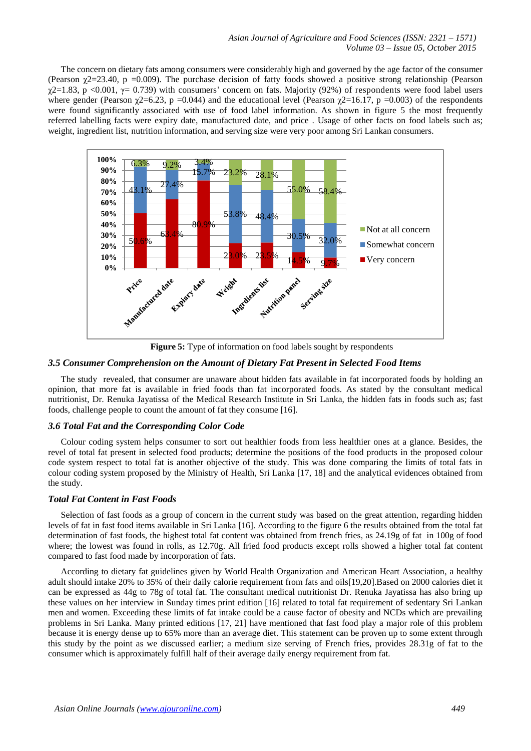The concern on dietary fats among consumers were considerably high and governed by the age factor of the consumer (Pearson $\chi2=23.40$, $p = 0.009$). The purchase decision of fatty foods showed a positive strong relationship (Pearson $\chi2=1.83$, $p < 0.001$, $\gamma = 0.739$) with consumers' concern on fats. Majority (92%) of respondents were food label users where gender (Pearson $\chi2=6.23$, $p = 0.044$) and the educational level (Pearson $\chi2=16.17$, $p = 0.003$) of the respondents were found significantly associated with use of food label information. As shown in figure 5 the most frequently referred labelling facts were expiry date, manufactured date, and price . Usage of other facts on food labels such as; weight, ingredient list, nutrition information, and serving size were very poor among Sri Lankan consumers.

| | Price | Manufactured date | Expiry date | Weight | Ingredients list | Nutrition panel | Serving size |
|---|---|---|---|---|---|---|---|
| Not at all concern | 6.3% | 9.2% | 3.4% | 23.2% | 28.1% | 55.0% | 58.4% |
| Somewhat concern | 43.1% | 27.4% | 15.7% | 53.8% | 48.4% | 30.5% | 32.0% |
| Very concern | 50.6% | 63.4% | 80.9% | 23.0% | 23.5% | 14.5% | 9.7% |

**Figure 5:** Type of information on food labels sought by respondents

### *3.5 Consumer Comprehension on the Amount of Dietary Fat Present in Selected Food Items*

The study revealed, that consumer are unaware about hidden fats available in fat incorporated foods by holding an opinion, that more fat is available in fried foods than fat incorporated foods. As stated by the consultant medical nutritionist, Dr. Renuka Jayatissa of the Medical Research Institute in Sri Lanka, the hidden fats in foods such as; fast foods, challenge people to count the amount of fat they consume [16].

### *3.6 Total Fat and the Corresponding Color Code*

Colour coding system helps consumer to sort out healthier foods from less healthier ones at a glance. Besides, the revel of total fat present in selected food products; determine the positions of the food products in the proposed colour code system respect to total fat is another objective of the study. This was done comparing the limits of total fats in colour coding system proposed by the Ministry of Health, Sri Lanka [17, 18] and the analytical evidences obtained from the study.

#### *Total Fat Content in Fast Foods*

Selection of fast foods as a group of concern in the current study was based on the great attention, regarding hidden levels of fat in fast food items available in Sri Lanka [16]. According to the figure 6 the results obtained from the total fat determination of fast foods, the highest total fat content was obtained from french fries, as 24.19g of fat in 100g of food where; the lowest was found in rolls, as 12.70g. All fried food products except rolls showed a higher total fat content compared to fast food made by incorporation of fats.

According to dietary fat guidelines given by World Health Organization and American Heart Association, a healthy adult should intake 20% to 35% of their daily calorie requirement from fats and oils[19,20].Based on 2000 calories diet it can be expressed as 44g to 78g of total fat. The consultant medical nutritionist Dr. Renuka Jayatissa has also bring up these values on her interview in Sunday times print edition [16] related to total fat requirement of sedentary Sri Lankan men and women. Exceeding these limits of fat intake could be a cause factor of obesity and NCDs which are prevailing problems in Sri Lanka. Many printed editions [17, 21] have mentioned that fast food play a major role of this problem because it is energy dense up to 65% more than an average diet. This statement can be proven up to some extent through this study by the point as we discussed earlier; a medium size serving of French fries, provides 28.31g of fat to the consumer which is approximately fulfill half of their average daily energy requirement from fat.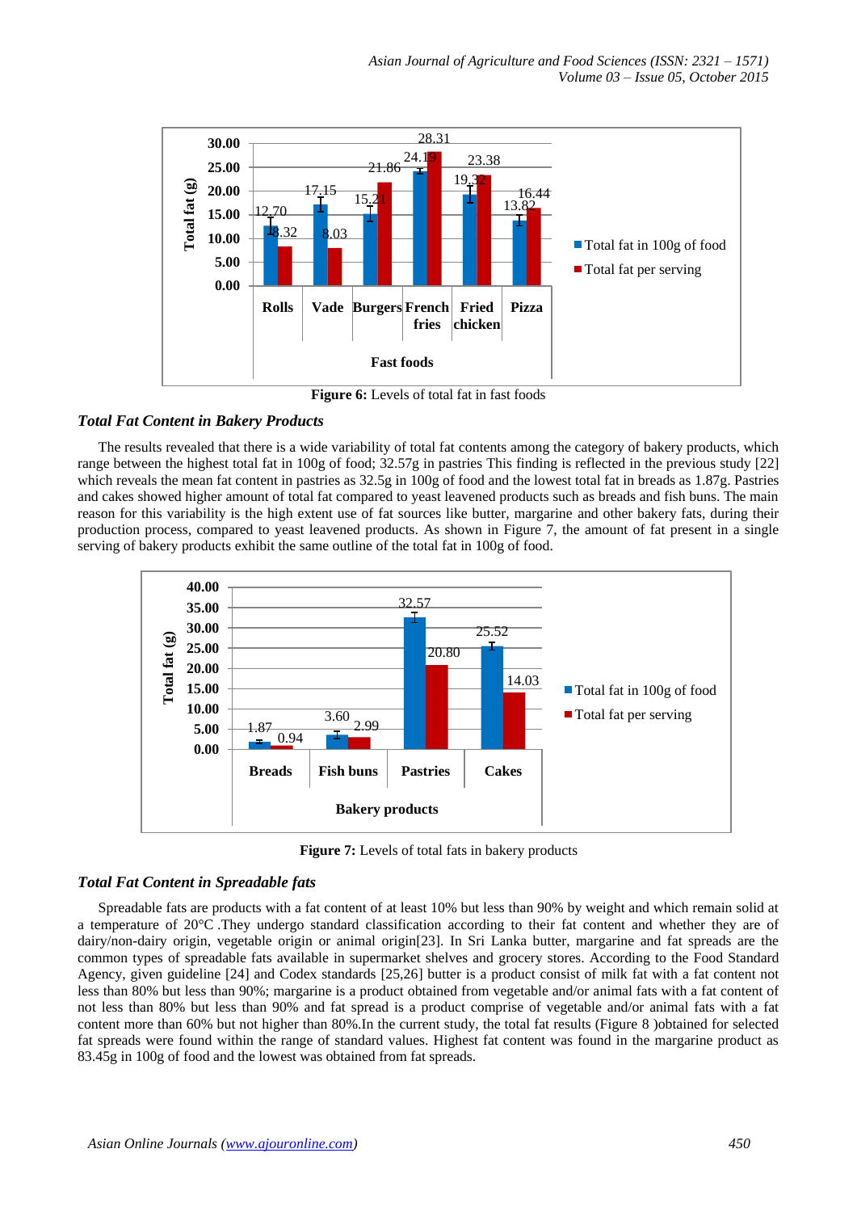**Figure 6:** Levels of total fat in fast foods

### *Total Fat Content in Bakery Products*

The results revealed that there is a wide variability of total fat contents among the category of bakery products, which range between the highest total fat in 100g of food; 32.57g in pastries This finding is reflected in the previous study [22] which reveals the mean fat content in pastries as 32.5g in 100g of food and the lowest total fat in breads as 1.87g. Pastries and cakes showed higher amount of total fat compared to yeast leavened products such as breads and fish buns. The main reason for this variability is the high extent use of fat sources like butter, margarine and other bakery fats, during their production process, compared to yeast leavened products. As shown in Figure 7, the amount of fat present in a single serving of bakery products exhibit the same outline of the total fat in 100g of food.

**Figure 7:** Levels of total fats in bakery products

### *Total Fat Content in Spreadable fats*

Spreadable fats are products with a fat content of at least 10% but less than 90% by weight and which remain solid at a temperature of 20°C .They undergo standard classification according to their fat content and whether they are of dairy/non-dairy origin, vegetable origin or animal origin[23]. In Sri Lanka butter, margarine and fat spreads are the common types of spreadable fats available in supermarket shelves and grocery stores. According to the Food Standard Agency, given guideline [24] and Codex standards [25,26] butter is a product consist of milk fat with a fat content not less than 80% but less than 90%; margarine is a product obtained from vegetable and/or animal fats with a fat content of not less than 80% but less than 90% and fat spread is a product comprise of vegetable and/or animal fats with a fat content more than 60% but not higher than 80%.In the current study, the total fat results (Figure 8 )obtained for selected fat spreads were found within the range of standard values. Highest fat content was found in the margarine product as 83.45g in 100g of food and the lowest was obtained from fat spreads.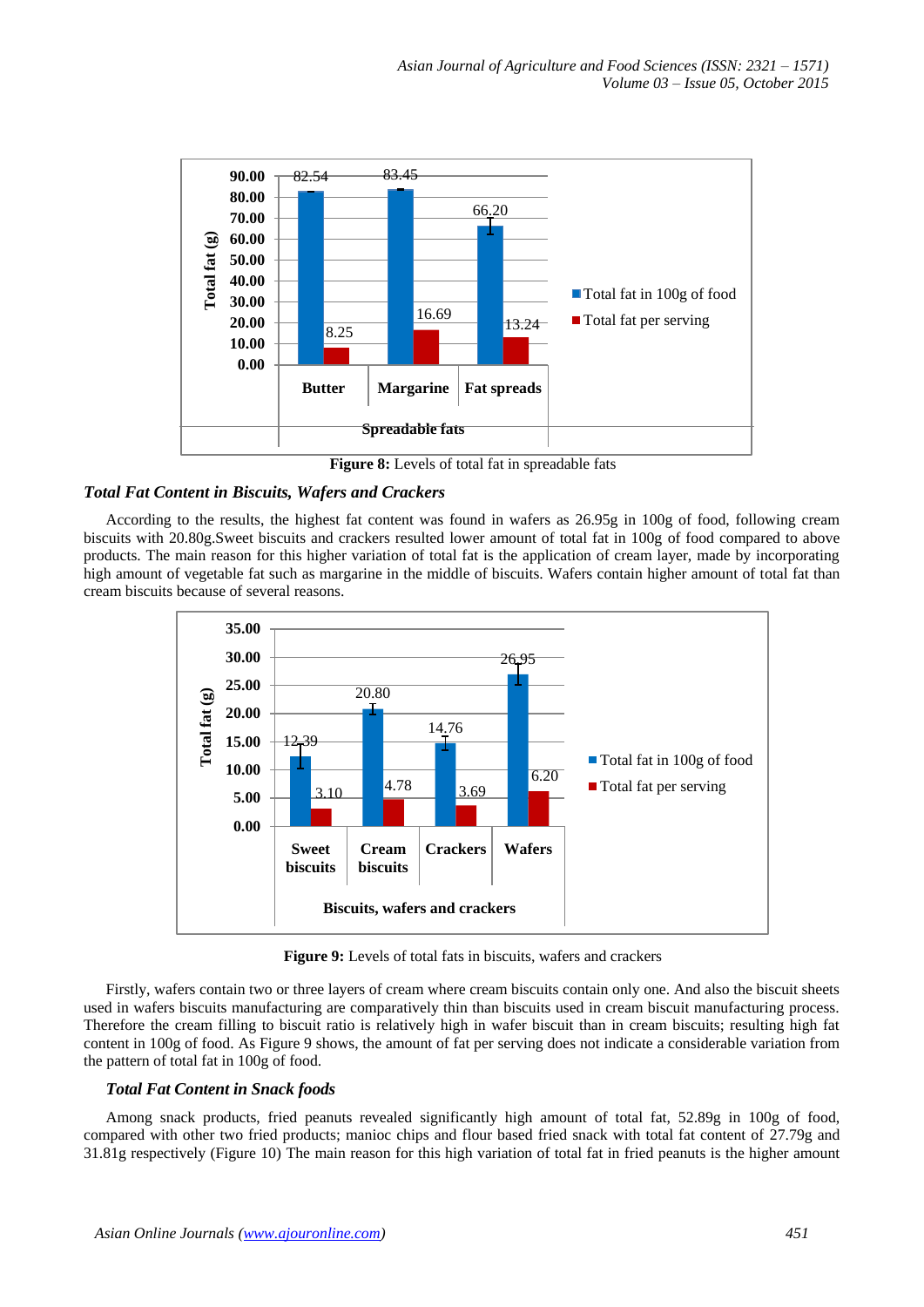**Figure 8:** Levels of total fat in spreadable fats

### *Total Fat Content in Biscuits, Wafers and Crackers*

According to the results, the highest fat content was found in wafers as 26.95g in 100g of food, following cream biscuits with 20.80g.Sweet biscuits and crackers resulted lower amount of total fat in 100g of food compared to above products. The main reason for this higher variation of total fat is the application of cream layer, made by incorporating high amount of vegetable fat such as margarine in the middle of biscuits. Wafers contain higher amount of total fat than cream biscuits because of several reasons.

**Figure 9:** Levels of total fats in biscuits, wafers and crackers

Firstly, wafers contain two or three layers of cream where cream biscuits contain only one. And also the biscuit sheets used in wafers biscuits manufacturing are comparatively thin than biscuits used in cream biscuit manufacturing process. Therefore the cream filling to biscuit ratio is relatively high in wafer biscuit than in cream biscuits; resulting high fat content in 100g of food. As Figure 9 shows, the amount of fat per serving does not indicate a considerable variation from the pattern of total fat in 100g of food.

### *Total Fat Content in Snack foods*

Among snack products, fried peanuts revealed significantly high amount of total fat, 52.89g in 100g of food, compared with other two fried products; manioc chips and flour based fried snack with total fat content of 27.79g and 31.81g respectively (Figure 10) The main reason for this high variation of total fat in fried peanuts is the higher amount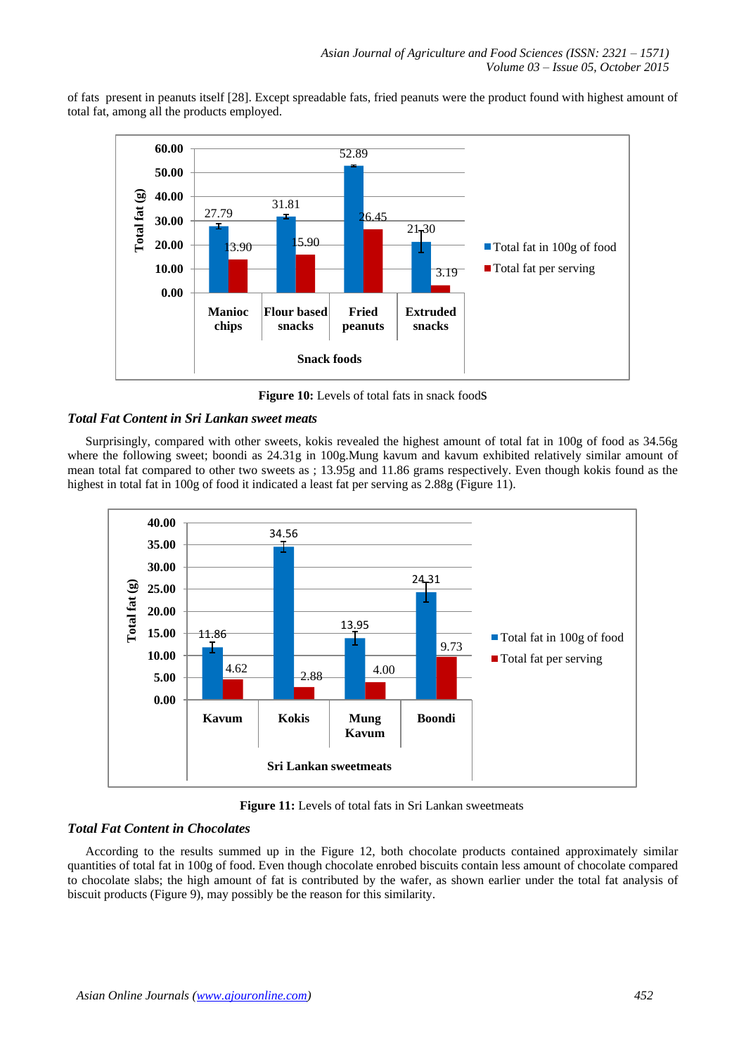of fats present in peanuts itself [28]. Except spreadable fats, fried peanuts were the product found with highest amount of total fat, among all the products employed.

**Figure 10:** Levels of total fats in snack foodS

### *Total Fat Content in Sri Lankan sweet meats*

Surprisingly, compared with other sweets, kokis revealed the highest amount of total fat in 100g of food as 34.56g where the following sweet; boondi as 24.31g in 100g.Mung kavum and kavum exhibited relatively similar amount of mean total fat compared to other two sweets as ; 13.95g and 11.86 grams respectively. Even though kokis found as the highest in total fat in 100g of food it indicated a least fat per serving as 2.88g (Figure 11).

**Figure 11:** Levels of total fats in Sri Lankan sweetmeats

### *Total Fat Content in Chocolates*

According to the results summed up in the Figure 12, both chocolate products contained approximately similar quantities of total fat in 100g of food. Even though chocolate enrobed biscuits contain less amount of chocolate compared to chocolate slabs; the high amount of fat is contributed by the wafer, as shown earlier under the total fat analysis of biscuit products (Figure 9), may possibly be the reason for this similarity.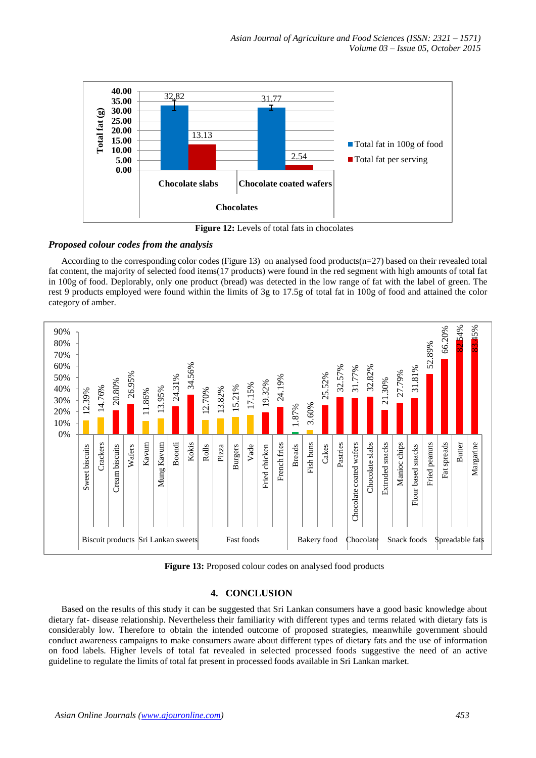Figure 12: Levels of total fats in chocolates

### *Proposed colour codes from the analysis*

According to the corresponding color codes (Figure 13) on analysed food products(n=27) based on their revealed total fat content, the majority of selected food items(17 products) were found in the red segment with high amounts of total fat in 100g of food. Deplorably, only one product (bread) was detected in the low range of fat with the label of green. The rest 9 products employed were found within the limits of 3g to 17.5g of total fat in 100g of food and attained the color category of amber.

Figure 13: Proposed colour codes on analysed food products

## 4. CONCLUSION

Based on the results of this study it can be suggested that Sri Lankan consumers have a good basic knowledge about dietary fat- disease relationship. Nevertheless their familiarity with different types and terms related with dietary fats is considerably low. Therefore to obtain the intended outcome of proposed strategies, meanwhile government should conduct awareness campaigns to make consumers aware about different types of dietary fats and the use of information on food labels. Higher levels of total fat revealed in selected processed foods suggestive the need of an active guideline to regulate the limits of total fat present in processed foods available in Sri Lankan market.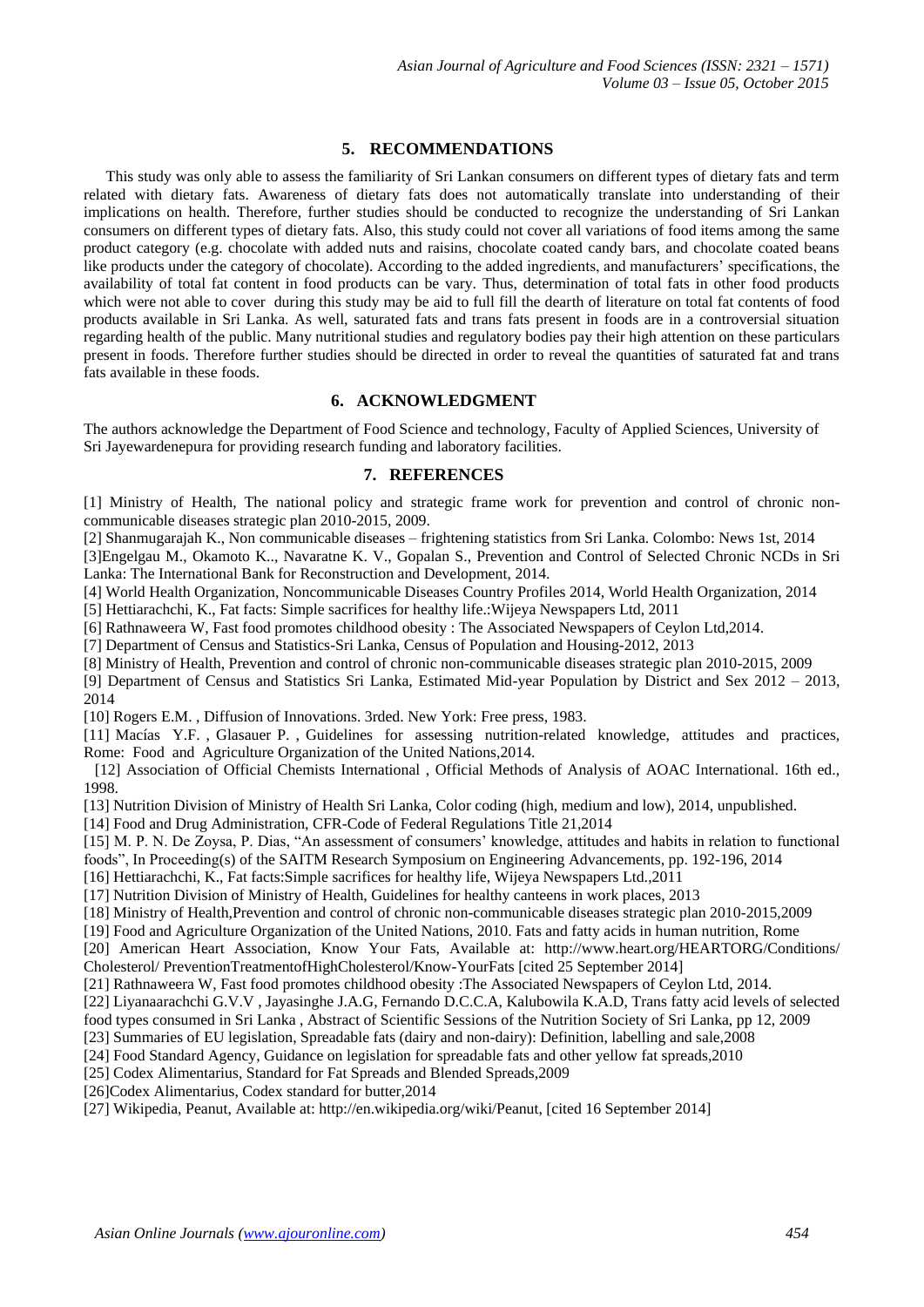## 5. RECOMMENDATIONS

This study was only able to assess the familiarity of Sri Lankan consumers on different types of dietary fats and term related with dietary fats. Awareness of dietary fats does not automatically translate into understanding of their implications on health. Therefore, further studies should be conducted to recognize the understanding of Sri Lankan consumers on different types of dietary fats. Also, this study could not cover all variations of food items among the same product category (e.g. chocolate with added nuts and raisins, chocolate coated candy bars, and chocolate coated beans like products under the category of chocolate). According to the added ingredients, and manufacturers' specifications, the availability of total fat content in food products can be vary. Thus, determination of total fats in other food products which were not able to cover during this study may be aid to full fill the dearth of literature on total fat contents of food products available in Sri Lanka. As well, saturated fats and trans fats present in foods are in a controversial situation regarding health of the public. Many nutritional studies and regulatory bodies pay their high attention on these particulars present in foods. Therefore further studies should be directed in order to reveal the quantities of saturated fat and trans fats available in these foods.

## 6. ACKNOWLEDGMENT

The authors acknowledge the Department of Food Science and technology, Faculty of Applied Sciences, University of Sri Jayewardenepura for providing research funding and laboratory facilities.

## 7. REFERENCES

[1] Ministry of Health, The national policy and strategic frame work for prevention and control of chronic non-communicable diseases strategic plan 2010-2015, 2009.

[2] Shanmugarajah K., Non communicable diseases – frightening statistics from Sri Lanka. Colombo: News 1st, 2014

[3]Engelgau M., Okamoto K.., Navaratne K. V., Gopalan S., Prevention and Control of Selected Chronic NCDs in Sri Lanka: The International Bank for Reconstruction and Development, 2014.

[4] World Health Organization, Noncommunicable Diseases Country Profiles 2014, World Health Organization, 2014

[5] Hettiarachchi, K., Fat facts: Simple sacrifices for healthy life.:Wijeya Newspapers Ltd, 2011

[6] Rathnaweera W, Fast food promotes childhood obesity : The Associated Newspapers of Ceylon Ltd,2014.

[7] Department of Census and Statistics-Sri Lanka, Census of Population and Housing-2012, 2013

[8] Ministry of Health, Prevention and control of chronic non-communicable diseases strategic plan 2010-2015, 2009

[9] Department of Census and Statistics Sri Lanka, Estimated Mid-year Population by District and Sex 2012 – 2013, 2014

[10] Rogers E.M. , Diffusion of Innovations. 3rded. New York: Free press, 1983.

[11] Macías Y.F. , Glasauer P. , Guidelines for assessing nutrition-related knowledge, attitudes and practices, Rome: Food and Agriculture Organization of the United Nations,2014.

[12] Association of Official Chemists International , Official Methods of Analysis of AOAC International. 16th ed., 1998.

[13] Nutrition Division of Ministry of Health Sri Lanka, Color coding (high, medium and low), 2014, unpublished.

[14] Food and Drug Administration, CFR-Code of Federal Regulations Title 21,2014

[15] M. P. N. De Zoysa, P. Dias, "An assessment of consumers' knowledge, attitudes and habits in relation to functional foods", In Proceeding(s) of the SAITM Research Symposium on Engineering Advancements, pp. 192-196, 2014

[16] Hettiarachchi, K., Fat facts:Simple sacrifices for healthy life, Wijeya Newspapers Ltd.,2011

[17] Nutrition Division of Ministry of Health, Guidelines for healthy canteens in work places, 2013

[18] Ministry of Health,Prevention and control of chronic non-communicable diseases strategic plan 2010-2015,2009

[19] Food and Agriculture Organization of the United Nations, 2010. Fats and fatty acids in human nutrition, Rome

[20] American Heart Association, Know Your Fats, Available at: http://www.heart.org/HEARTORG/Conditions/ Cholesterol/ PreventionTreatmentofHighCholesterol/Know-YourFats [cited 25 September 2014]

[21] Rathnaweera W, Fast food promotes childhood obesity :The Associated Newspapers of Ceylon Ltd, 2014.

[22] Liyanaarachchi G.V.V , Jayasinghe J.A.G, Fernando D.C.C.A, Kalubowila K.A.D, Trans fatty acid levels of selected food types consumed in Sri Lanka , Abstract of Scientific Sessions of the Nutrition Society of Sri Lanka, pp 12, 2009

[23] Summaries of EU legislation, Spreadable fats (dairy and non-dairy): Definition, labelling and sale,2008

[24] Food Standard Agency, Guidance on legislation for spreadable fats and other yellow fat spreads,2010

[25] Codex Alimentarius, Standard for Fat Spreads and Blended Spreads,2009

[26]Codex Alimentarius, Codex standard for butter,2014

[27] Wikipedia, Peanut, Available at: http://en.wikipedia.org/wiki/Peanut, [cited 16 September 2014]